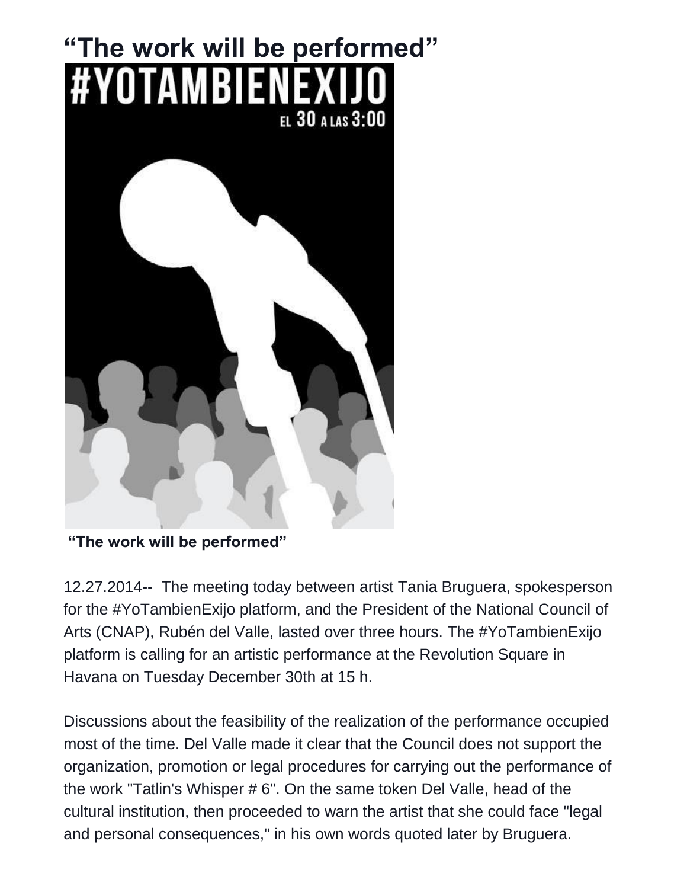# "The work will be performed"

#YOTAMBIENEXIJO

EL 30 A LAS 3:00

**"The work will be performed"**

12.27.2014-- The meeting today between artist Tania Bruguera, spokesperson for the #YoTambienExijo platform, and the President of the National Council of Arts (CNAP), Rubén del Valle, lasted over three hours. The #YoTambienExijo platform is calling for an artistic performance at the Revolution Square in Havana on Tuesday December 30th at 15 h.

Discussions about the feasibility of the realization of the performance occupied most of the time. Del Valle made it clear that the Council does not support the organization, promotion or legal procedures for carrying out the performance of the work "Tatlin's Whisper # 6". On the same token Del Valle, head of the cultural institution, then proceeded to warn the artist that she could face "legal and personal consequences," in his own words quoted later by Bruguera.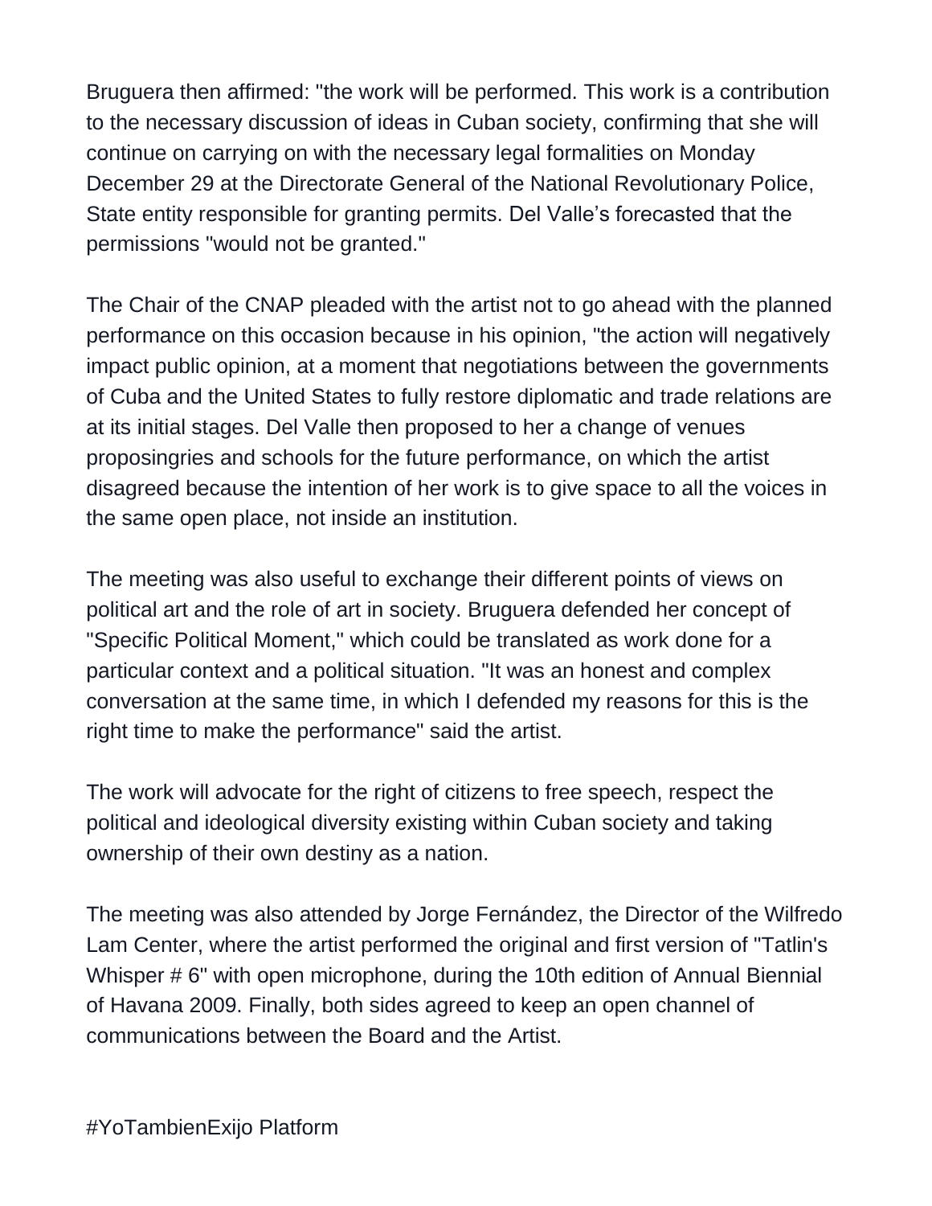Bruguera then affirmed: "the work will be performed. This work is a contribution to the necessary discussion of ideas in Cuban society, confirming that she will continue on carrying on with the necessary legal formalities on Monday December 29 at the Directorate General of the National Revolutionary Police, State entity responsible for granting permits. Del Valle's forecasted that the permissions "would not be granted."

The Chair of the CNAP pleaded with the artist not to go ahead with the planned performance on this occasion because in his opinion, "the action will negatively impact public opinion, at a moment that negotiations between the governments of Cuba and the United States to fully restore diplomatic and trade relations are at its initial stages. Del Valle then proposed to her a change of venues proposingries and schools for the future performance, on which the artist disagreed because the intention of her work is to give space to all the voices in the same open place, not inside an institution.

The meeting was also useful to exchange their different points of views on political art and the role of art in society. Bruguera defended her concept of "Specific Political Moment," which could be translated as work done for a particular context and a political situation. "It was an honest and complex conversation at the same time, in which I defended my reasons for this is the right time to make the performance" said the artist.

The work will advocate for the right of citizens to free speech, respect the political and ideological diversity existing within Cuban society and taking ownership of their own destiny as a nation.

The meeting was also attended by Jorge Fernández, the Director of the Wilfredo Lam Center, where the artist performed the original and first version of "Tatlin's Whisper # 6" with open microphone, during the 10th edition of Annual Biennial of Havana 2009. Finally, both sides agreed to keep an open channel of communications between the Board and the Artist.

#YoTambienExijo Platform